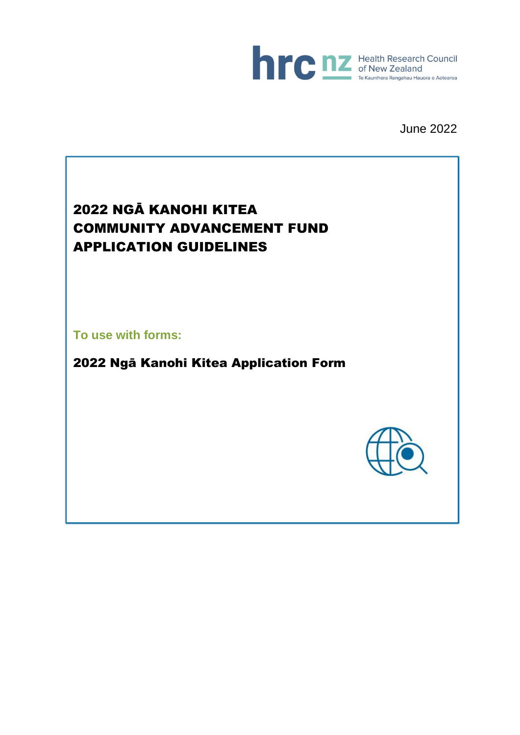Health Research Council of New Zealand

Te Kaunihera Rangahau Hauora o Aotearoa

June 2022

# 2022 NGĀ KANOHI KITEA COMMUNITY ADVANCEMENT FUND APPLICATION GUIDELINES

**To use with forms:**

**2022 Ngā Kanohi Kitea Application Form**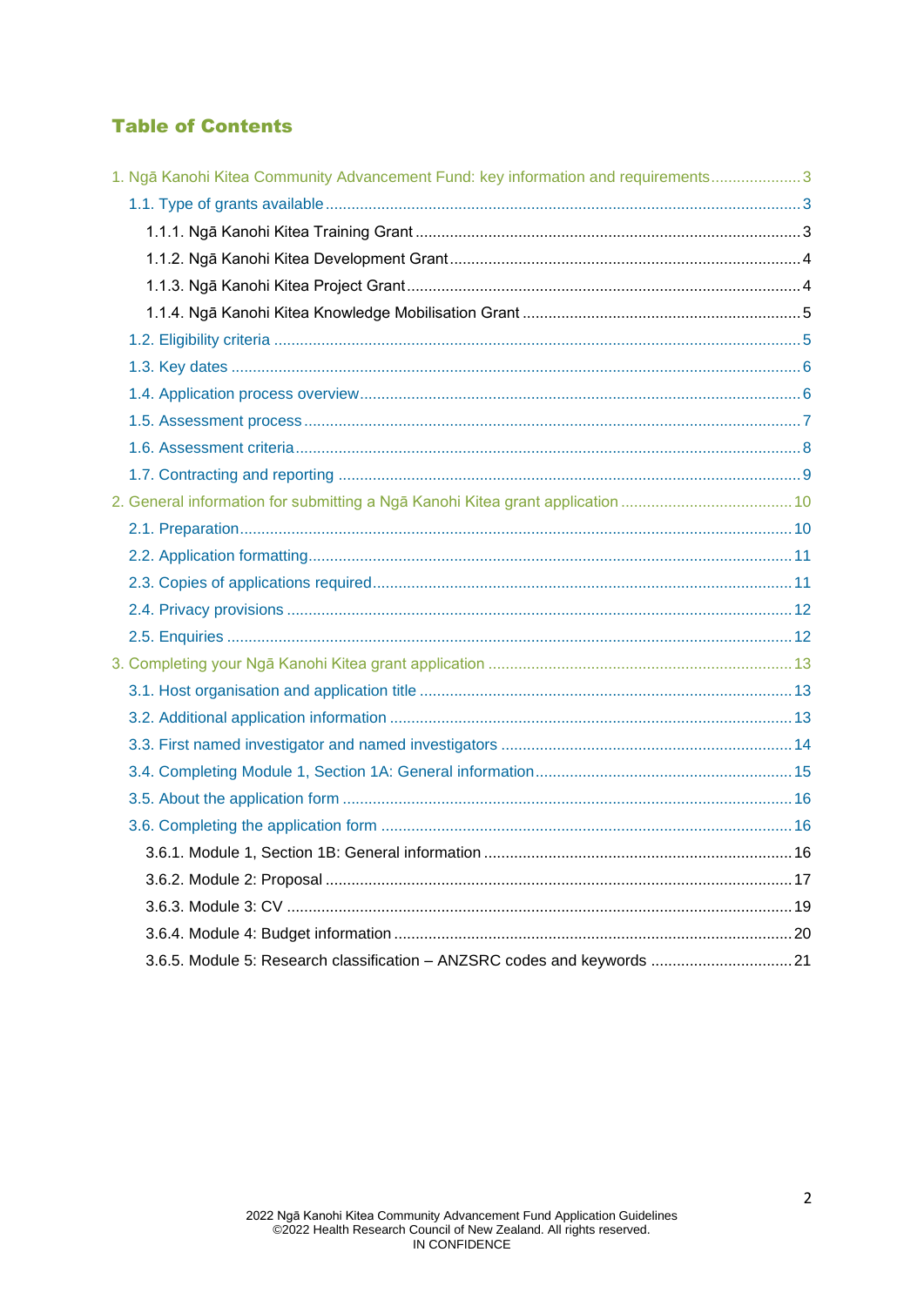# Table of Contents

1. Ngā Kanohi Kitea Community Advancement Fund: key information and requirements .................... 3
   - 1.1. Type of grants available .................... 3
     - 1.1.1. Ngā Kanohi Kitea Training Grant .................... 3
     - 1.1.2. Ngā Kanohi Kitea Development Grant .................... 4
     - 1.1.3. Ngā Kanohi Kitea Project Grant .................... 4
     - 1.1.4. Ngā Kanohi Kitea Knowledge Mobilisation Grant .................... 5
   - 1.2. Eligibility criteria .................... 5
   - 1.3. Key dates .................... 6
   - 1.4. Application process overview .................... 6
   - 1.5. Assessment process .................... 7
   - 1.6. Assessment criteria .................... 8
   - 1.7. Contracting and reporting .................... 9
2. General information for submitting a Ngā Kanohi Kitea grant application .................... 10
   - 2.1. Preparation .................... 10
   - 2.2. Application formatting .................... 11
   - 2.3. Copies of applications required .................... 11
   - 2.4. Privacy provisions .................... 12
   - 2.5. Enquiries .................... 12
3. Completing your Ngā Kanohi Kitea grant application .................... 13
   - 3.1. Host organisation and application title .................... 13
   - 3.2. Additional application information .................... 13
   - 3.3. First named investigator and named investigators .................... 14
   - 3.4. Completing Module 1, Section 1A: General information .................... 15
   - 3.5. About the application form .................... 16
   - 3.6. Completing the application form .................... 16
     - 3.6.1. Module 1, Section 1B: General information .................... 16
     - 3.6.2. Module 2: Proposal .................... 17
     - 3.6.3. Module 3: CV .................... 19
     - 3.6.4. Module 4: Budget information .................... 20
     - 3.6.5. Module 5: Research classification – ANZSRC codes and keywords .................... 21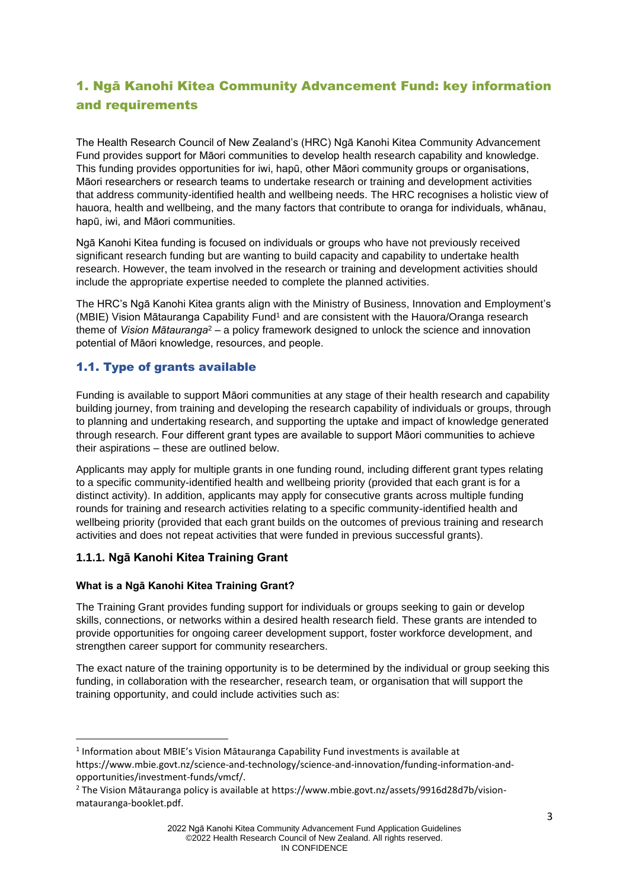## 1. Ngā Kanohi Kitea Community Advancement Fund: key information and requirements

The Health Research Council of New Zealand's (HRC) Ngā Kanohi Kitea Community Advancement Fund provides support for Māori communities to develop health research capability and knowledge. This funding provides opportunities for iwi, hapū, other Māori community groups or organisations, Māori researchers or research teams to undertake research or training and development activities that address community-identified health and wellbeing needs. The HRC recognises a holistic view of hauora, health and wellbeing, and the many factors that contribute to oranga for individuals, whānau, hapū, iwi, and Māori communities.

Ngā Kanohi Kitea funding is focused on individuals or groups who have not previously received significant research funding but are wanting to build capacity and capability to undertake health research. However, the team involved in the research or training and development activities should include the appropriate expertise needed to complete the planned activities.

The HRC's Ngā Kanohi Kitea grants align with the Ministry of Business, Innovation and Employment's (MBIE) Vision Mātauranga Capability Fund[1] and are consistent with the Hauora/Oranga research theme of *Vision Mātauranga*[2] – a policy framework designed to unlock the science and innovation potential of Māori knowledge, resources, and people.

### 1.1. Type of grants available

Funding is available to support Māori communities at any stage of their health research and capability building journey, from training and developing the research capability of individuals or groups, through to planning and undertaking research, and supporting the uptake and impact of knowledge generated through research. Four different grant types are available to support Māori communities to achieve their aspirations – these are outlined below.

Applicants may apply for multiple grants in one funding round, including different grant types relating to a specific community-identified health and wellbeing priority (provided that each grant is for a distinct activity). In addition, applicants may apply for consecutive grants across multiple funding rounds for training and research activities relating to a specific community-identified health and wellbeing priority (provided that each grant builds on the outcomes of previous training and research activities and does not repeat activities that were funded in previous successful grants).

#### 1.1.1. Ngā Kanohi Kitea Training Grant

**What is a Ngā Kanohi Kitea Training Grant?**

The Training Grant provides funding support for individuals or groups seeking to gain or develop skills, connections, or networks within a desired health research field. These grants are intended to provide opportunities for ongoing career development support, foster workforce development, and strengthen career support for community researchers.

The exact nature of the training opportunity is to be determined by the individual or group seeking this funding, in collaboration with the researcher, research team, or organisation that will support the training opportunity, and could include activities such as:

---

[1] Information about MBIE's Vision Mātauranga Capability Fund investments is available at https://www.mbie.govt.nz/science-and-technology/science-and-innovation/funding-information-and-opportunities/investment-funds/vmcf/.

[2] The Vision Mātauranga policy is available at https://www.mbie.govt.nz/assets/9916d28d7b/vision-matauranga-booklet.pdf.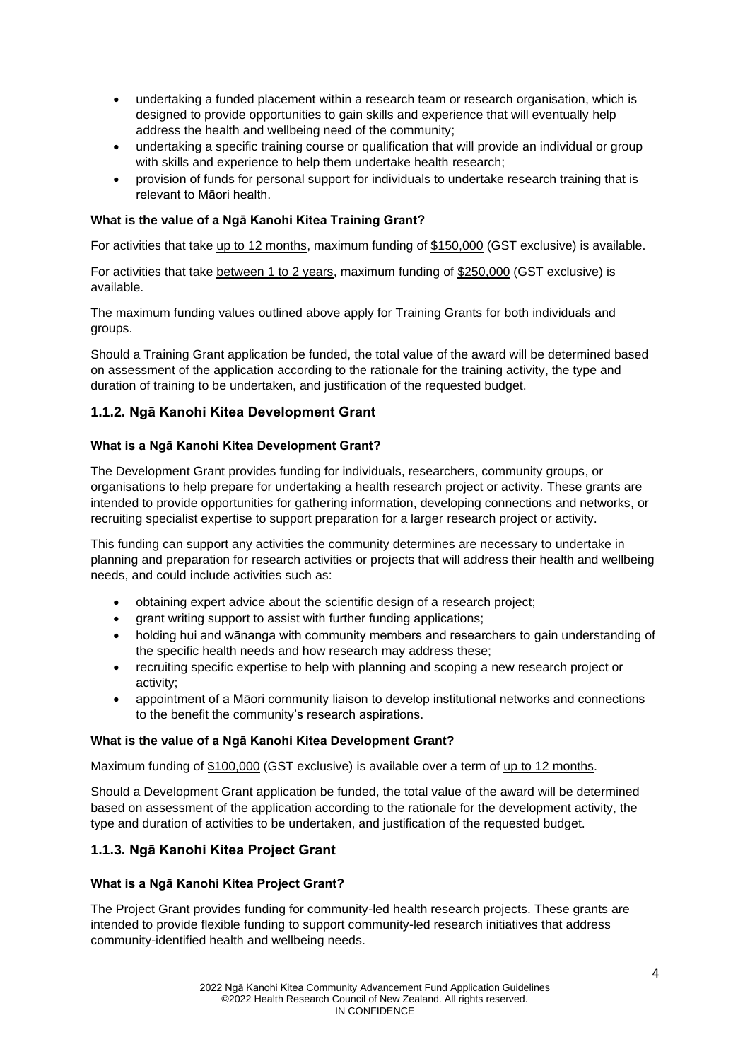- undertaking a funded placement within a research team or research organisation, which is designed to provide opportunities to gain skills and experience that will eventually help address the health and wellbeing need of the community;
- undertaking a specific training course or qualification that will provide an individual or group with skills and experience to help them undertake health research;
- provision of funds for personal support for individuals to undertake research training that is relevant to Māori health.

**What is the value of a Ngā Kanohi Kitea Training Grant?**

For activities that take up to 12 months, maximum funding of $150,000 (GST exclusive) is available.

For activities that take between 1 to 2 years, maximum funding of $250,000 (GST exclusive) is available.

The maximum funding values outlined above apply for Training Grants for both individuals and groups.

Should a Training Grant application be funded, the total value of the award will be determined based on assessment of the application according to the rationale for the training activity, the type and duration of training to be undertaken, and justification of the requested budget.

### 1.1.2. Ngā Kanohi Kitea Development Grant

**What is a Ngā Kanohi Kitea Development Grant?**

The Development Grant provides funding for individuals, researchers, community groups, or organisations to help prepare for undertaking a health research project or activity. These grants are intended to provide opportunities for gathering information, developing connections and networks, or recruiting specialist expertise to support preparation for a larger research project or activity.

This funding can support any activities the community determines are necessary to undertake in planning and preparation for research activities or projects that will address their health and wellbeing needs, and could include activities such as:

- obtaining expert advice about the scientific design of a research project;
- grant writing support to assist with further funding applications;
- holding hui and wānanga with community members and researchers to gain understanding of the specific health needs and how research may address these;
- recruiting specific expertise to help with planning and scoping a new research project or activity;
- appointment of a Māori community liaison to develop institutional networks and connections to the benefit the community's research aspirations.

**What is the value of a Ngā Kanohi Kitea Development Grant?**

Maximum funding of $100,000 (GST exclusive) is available over a term of up to 12 months.

Should a Development Grant application be funded, the total value of the award will be determined based on assessment of the application according to the rationale for the development activity, the type and duration of activities to be undertaken, and justification of the requested budget.

### 1.1.3. Ngā Kanohi Kitea Project Grant

**What is a Ngā Kanohi Kitea Project Grant?**

The Project Grant provides funding for community-led health research projects. These grants are intended to provide flexible funding to support community-led research initiatives that address community-identified health and wellbeing needs.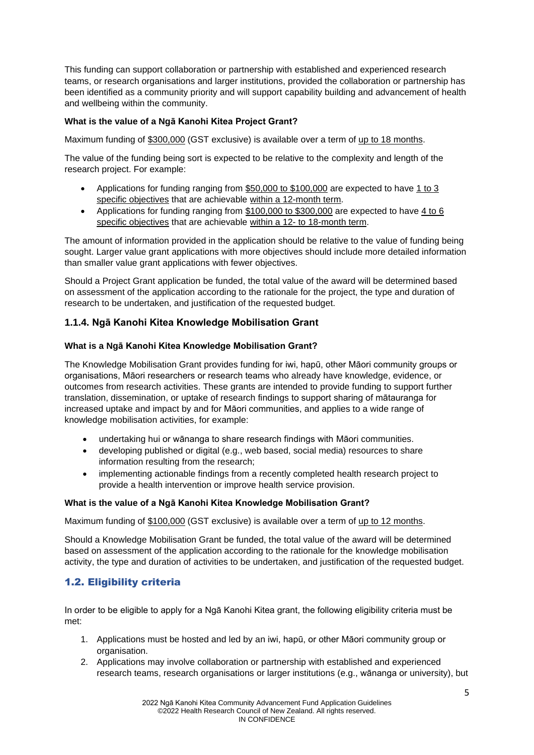This funding can support collaboration or partnership with established and experienced research teams, or research organisations and larger institutions, provided the collaboration or partnership has been identified as a community priority and will support capability building and advancement of health and wellbeing within the community.

**What is the value of a Ngā Kanohi Kitea Project Grant?**

Maximum funding of $300,000 (GST exclusive) is available over a term of up to 18 months.

The value of the funding being sort is expected to be relative to the complexity and length of the research project. For example:

- Applications for funding ranging from $50,000 to $100,000 are expected to have 1 to 3 specific objectives that are achievable within a 12-month term.
- Applications for funding ranging from $100,000 to $300,000 are expected to have 4 to 6 specific objectives that are achievable within a 12- to 18-month term.

The amount of information provided in the application should be relative to the value of funding being sought. Larger value grant applications with more objectives should include more detailed information than smaller value grant applications with fewer objectives.

Should a Project Grant application be funded, the total value of the award will be determined based on assessment of the application according to the rationale for the project, the type and duration of research to be undertaken, and justification of the requested budget.

### 1.1.4. Ngā Kanohi Kitea Knowledge Mobilisation Grant

**What is a Ngā Kanohi Kitea Knowledge Mobilisation Grant?**

The Knowledge Mobilisation Grant provides funding for iwi, hapū, other Māori community groups or organisations, Māori researchers or research teams who already have knowledge, evidence, or outcomes from research activities. These grants are intended to provide funding to support further translation, dissemination, or uptake of research findings to support sharing of mātauranga for increased uptake and impact by and for Māori communities, and applies to a wide range of knowledge mobilisation activities, for example:

- undertaking hui or wānanga to share research findings with Māori communities.
- developing published or digital (e.g., web based, social media) resources to share information resulting from the research;
- implementing actionable findings from a recently completed health research project to provide a health intervention or improve health service provision.

**What is the value of a Ngā Kanohi Kitea Knowledge Mobilisation Grant?**

Maximum funding of $100,000 (GST exclusive) is available over a term of up to 12 months.

Should a Knowledge Mobilisation Grant be funded, the total value of the award will be determined based on assessment of the application according to the rationale for the knowledge mobilisation activity, the type and duration of activities to be undertaken, and justification of the requested budget.

## 1.2. Eligibility criteria

In order to be eligible to apply for a Ngā Kanohi Kitea grant, the following eligibility criteria must be met:

1. Applications must be hosted and led by an iwi, hapū, or other Māori community group or organisation.
2. Applications may involve collaboration or partnership with established and experienced research teams, research organisations or larger institutions (e.g., wānanga or university), but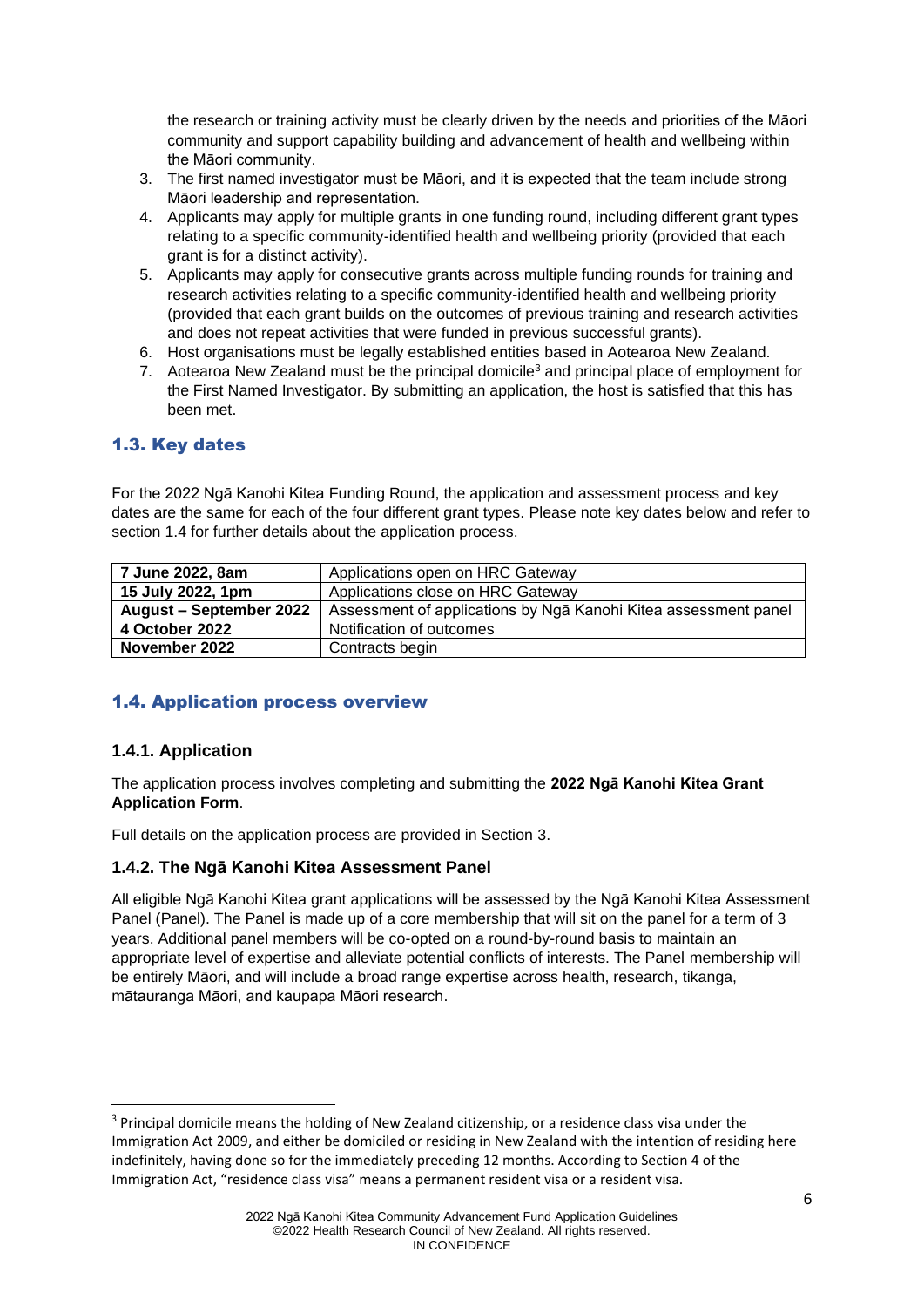the research or training activity must be clearly driven by the needs and priorities of the Māori community and support capability building and advancement of health and wellbeing within the Māori community.

3. The first named investigator must be Māori, and it is expected that the team include strong Māori leadership and representation.
4. Applicants may apply for multiple grants in one funding round, including different grant types relating to a specific community-identified health and wellbeing priority (provided that each grant is for a distinct activity).
5. Applicants may apply for consecutive grants across multiple funding rounds for training and research activities relating to a specific community-identified health and wellbeing priority (provided that each grant builds on the outcomes of previous training and research activities and does not repeat activities that were funded in previous successful grants).
6. Host organisations must be legally established entities based in Aotearoa New Zealand.
7. Aotearoa New Zealand must be the principal domicile[3] and principal place of employment for the First Named Investigator. By submitting an application, the host is satisfied that this has been met.

## 1.3. Key dates

For the 2022 Ngā Kanohi Kitea Funding Round, the application and assessment process and key dates are the same for each of the four different grant types. Please note key dates below and refer to section 1.4 for further details about the application process.

| | |
|---|---|
| **7 June 2022, 8am** | Applications open on HRC Gateway |
| **15 July 2022, 1pm** | Applications close on HRC Gateway |
| **August – September 2022** | Assessment of applications by Ngā Kanohi Kitea assessment panel |
| **4 October 2022** | Notification of outcomes |
| **November 2022** | Contracts begin |

## 1.4. Application process overview

### 1.4.1. Application

The application process involves completing and submitting the **2022 Ngā Kanohi Kitea Grant Application Form**.

Full details on the application process are provided in Section 3.

### 1.4.2. The Ngā Kanohi Kitea Assessment Panel

All eligible Ngā Kanohi Kitea grant applications will be assessed by the Ngā Kanohi Kitea Assessment Panel (Panel). The Panel is made up of a core membership that will sit on the panel for a term of 3 years. Additional panel members will be co-opted on a round-by-round basis to maintain an appropriate level of expertise and alleviate potential conflicts of interests. The Panel membership will be entirely Māori, and will include a broad range expertise across health, research, tikanga, mātauranga Māori, and kaupapa Māori research.

[3] Principal domicile means the holding of New Zealand citizenship, or a residence class visa under the Immigration Act 2009, and either be domiciled or residing in New Zealand with the intention of residing here indefinitely, having done so for the immediately preceding 12 months. According to Section 4 of the Immigration Act, "residence class visa" means a permanent resident visa or a resident visa.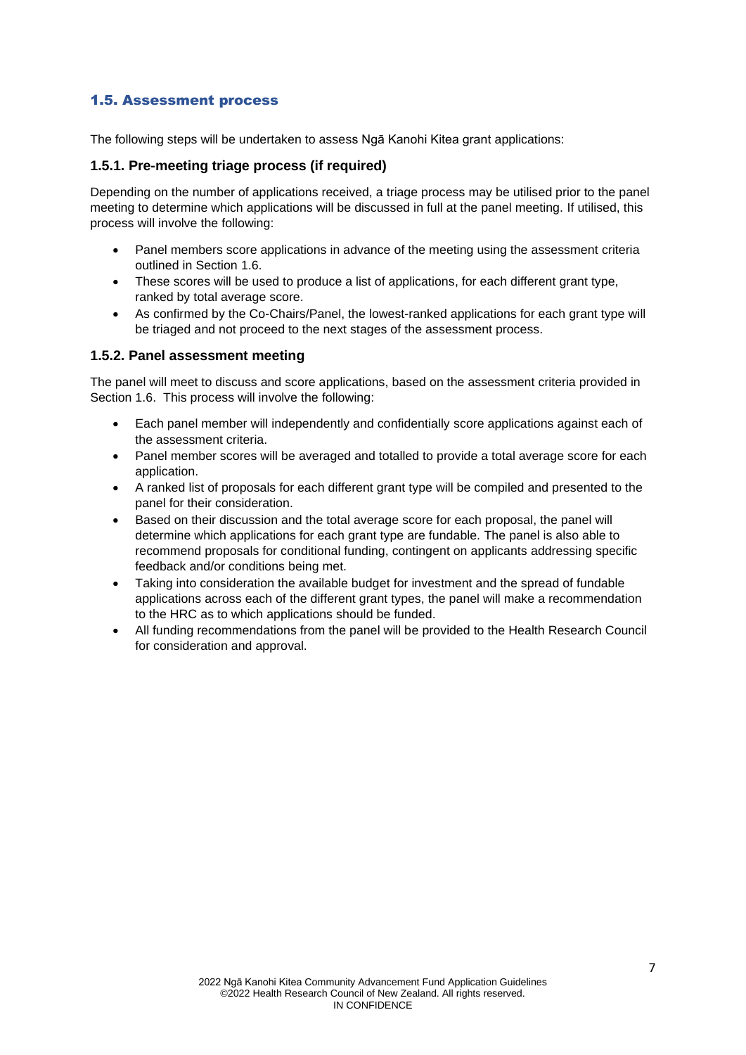## 1.5. Assessment process

The following steps will be undertaken to assess Ngā Kanohi Kitea grant applications:

### 1.5.1. Pre-meeting triage process (if required)

Depending on the number of applications received, a triage process may be utilised prior to the panel meeting to determine which applications will be discussed in full at the panel meeting. If utilised, this process will involve the following:

- Panel members score applications in advance of the meeting using the assessment criteria outlined in Section 1.6.
- These scores will be used to produce a list of applications, for each different grant type, ranked by total average score.
- As confirmed by the Co-Chairs/Panel, the lowest-ranked applications for each grant type will be triaged and not proceed to the next stages of the assessment process.

### 1.5.2. Panel assessment meeting

The panel will meet to discuss and score applications, based on the assessment criteria provided in Section 1.6. This process will involve the following:

- Each panel member will independently and confidentially score applications against each of the assessment criteria.
- Panel member scores will be averaged and totalled to provide a total average score for each application.
- A ranked list of proposals for each different grant type will be compiled and presented to the panel for their consideration.
- Based on their discussion and the total average score for each proposal, the panel will determine which applications for each grant type are fundable. The panel is also able to recommend proposals for conditional funding, contingent on applicants addressing specific feedback and/or conditions being met.
- Taking into consideration the available budget for investment and the spread of fundable applications across each of the different grant types, the panel will make a recommendation to the HRC as to which applications should be funded.
- All funding recommendations from the panel will be provided to the Health Research Council for consideration and approval.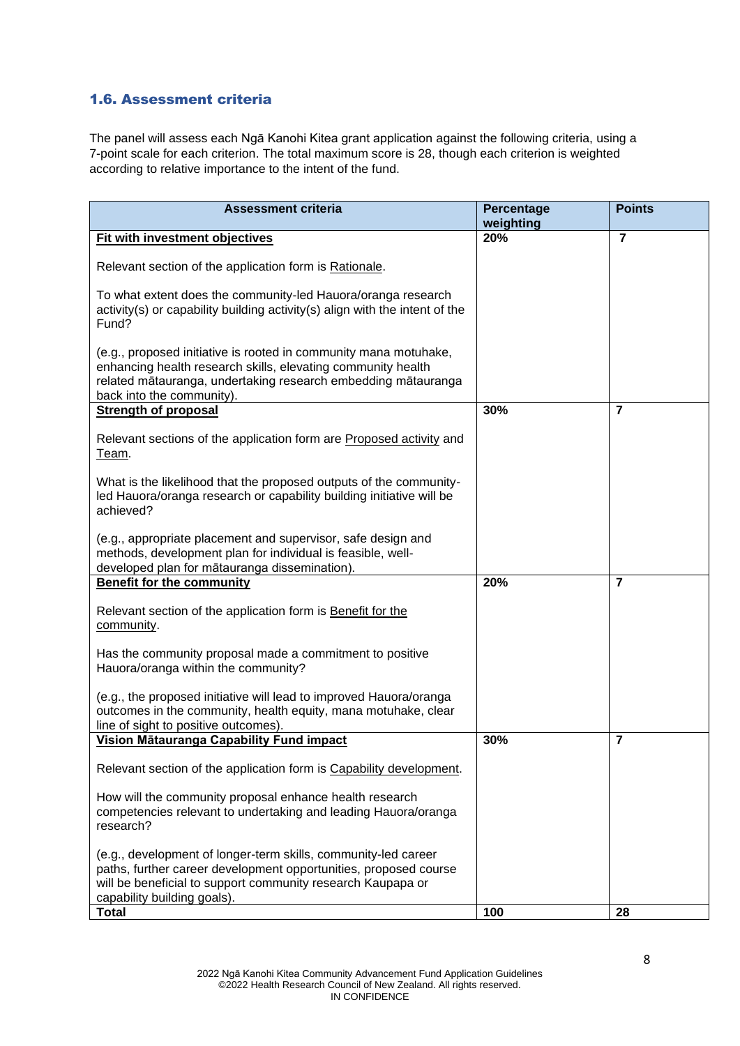### 1.6. Assessment criteria

The panel will assess each Ngā Kanohi Kitea grant application against the following criteria, using a 7-point scale for each criterion. The total maximum score is 28, though each criterion is weighted according to relative importance to the intent of the fund.

| Assessment criteria | Percentage weighting | Points |
|---|---|---|
| **Fit with investment objectives**<br><br>Relevant section of the application form is Rationale.<br><br>To what extent does the community-led Hauora/oranga research activity(s) or capability building activity(s) align with the intent of the Fund?<br><br>(e.g., proposed initiative is rooted in community mana motuhake, enhancing health research skills, elevating community health related mātauranga, undertaking research embedding mātauranga back into the community). | 20% | 7 |
| **Strength of proposal**<br><br>Relevant sections of the application form are Proposed activity and Team.<br><br>What is the likelihood that the proposed outputs of the community-led Hauora/oranga research or capability building initiative will be achieved?<br><br>(e.g., appropriate placement and supervisor, safe design and methods, development plan for individual is feasible, well-developed plan for mātauranga dissemination). | 30% | 7 |
| **Benefit for the community**<br><br>Relevant section of the application form is Benefit for the community.<br><br>Has the community proposal made a commitment to positive Hauora/oranga within the community?<br><br>(e.g., the proposed initiative will lead to improved Hauora/oranga outcomes in the community, health equity, mana motuhake, clear line of sight to positive outcomes). | 20% | 7 |
| **Vision Mātauranga Capability Fund impact**<br><br>Relevant section of the application form is Capability development.<br><br>How will the community proposal enhance health research competencies relevant to undertaking and leading Hauora/oranga research?<br><br>(e.g., development of longer-term skills, community-led career paths, further career development opportunities, proposed course will be beneficial to support community research Kaupapa or capability building goals). | 30% | 7 |
| **Total** | **100** | **28** |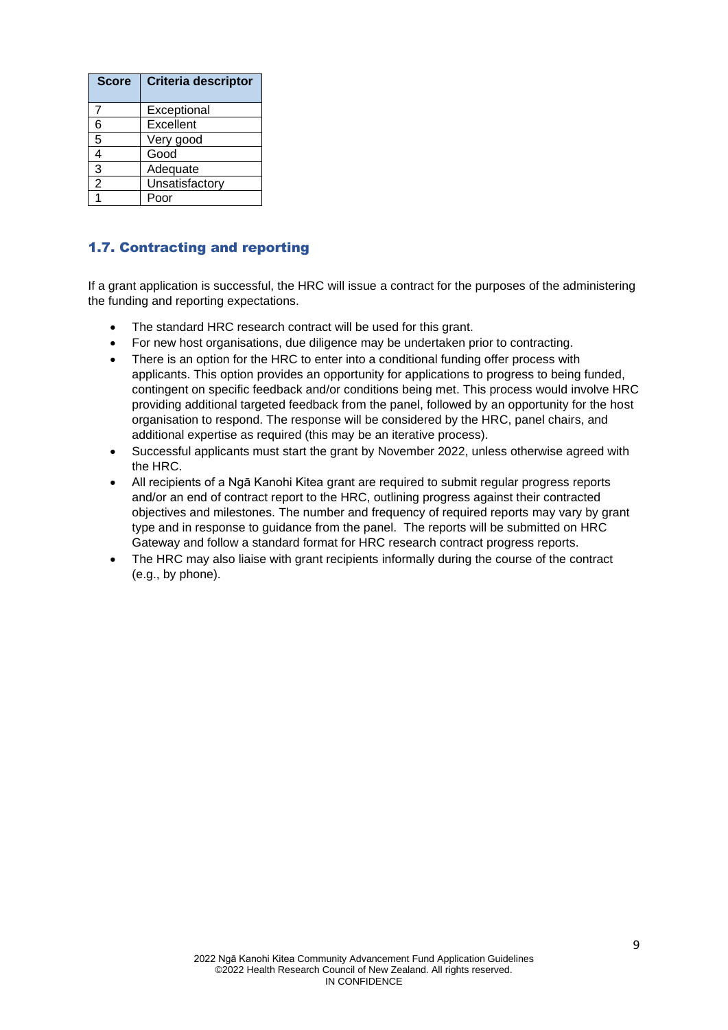| Score | Criteria descriptor |
|---|---|
| 7 | Exceptional |
| 6 | Excellent |
| 5 | Very good |
| 4 | Good |
| 3 | Adequate |
| 2 | Unsatisfactory |
| 1 | Poor |

## 1.7. Contracting and reporting

If a grant application is successful, the HRC will issue a contract for the purposes of the administering the funding and reporting expectations.

- The standard HRC research contract will be used for this grant.
- For new host organisations, due diligence may be undertaken prior to contracting.
- There is an option for the HRC to enter into a conditional funding offer process with applicants. This option provides an opportunity for applications to progress to being funded, contingent on specific feedback and/or conditions being met. This process would involve HRC providing additional targeted feedback from the panel, followed by an opportunity for the host organisation to respond. The response will be considered by the HRC, panel chairs, and additional expertise as required (this may be an iterative process).
- Successful applicants must start the grant by November 2022, unless otherwise agreed with the HRC.
- All recipients of a Ngā Kanohi Kitea grant are required to submit regular progress reports and/or an end of contract report to the HRC, outlining progress against their contracted objectives and milestones. The number and frequency of required reports may vary by grant type and in response to guidance from the panel. The reports will be submitted on HRC Gateway and follow a standard format for HRC research contract progress reports.
- The HRC may also liaise with grant recipients informally during the course of the contract (e.g., by phone).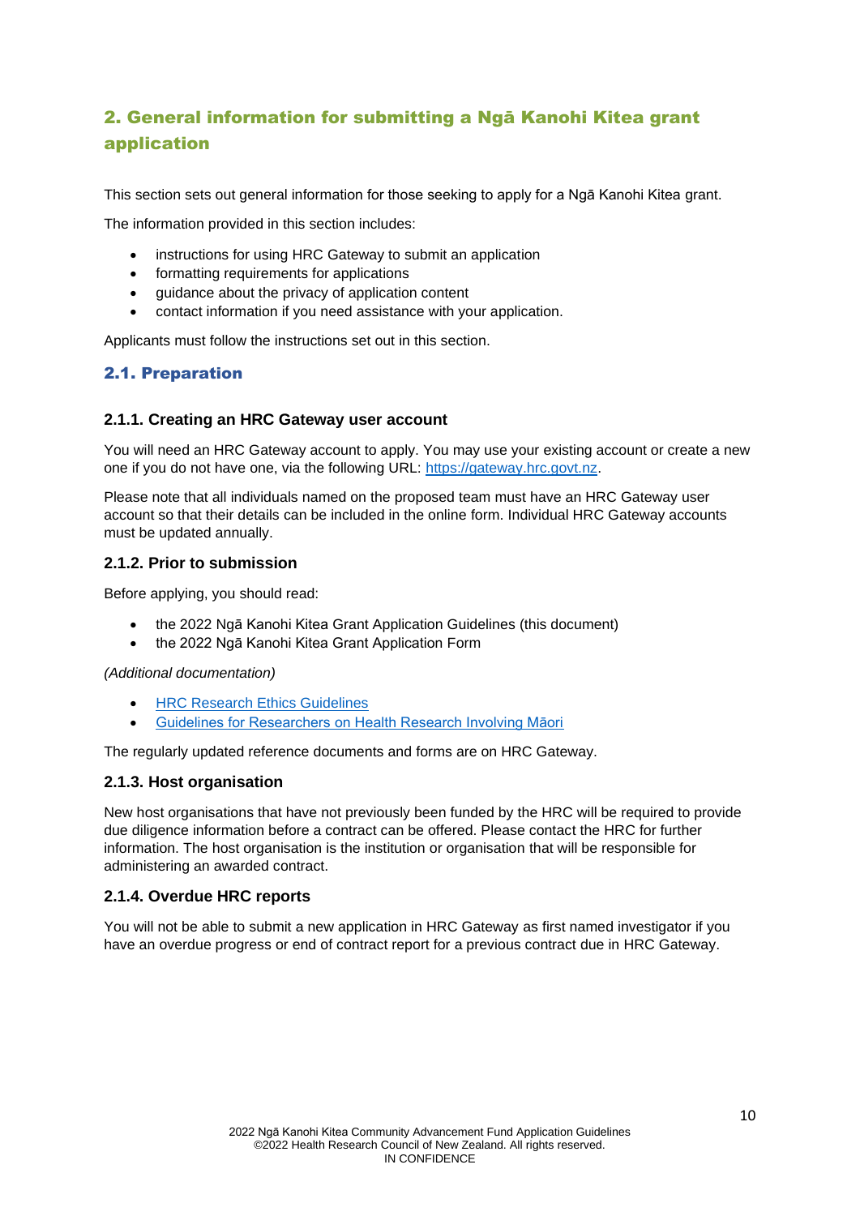## 2. General information for submitting a Ngā Kanohi Kitea grant application

This section sets out general information for those seeking to apply for a Ngā Kanohi Kitea grant.

The information provided in this section includes:

- instructions for using HRC Gateway to submit an application
- formatting requirements for applications
- guidance about the privacy of application content
- contact information if you need assistance with your application.

Applicants must follow the instructions set out in this section.

### 2.1. Preparation

#### 2.1.1. Creating an HRC Gateway user account

You will need an HRC Gateway account to apply. You may use your existing account or create a new one if you do not have one, via the following URL: https://gateway.hrc.govt.nz.

Please note that all individuals named on the proposed team must have an HRC Gateway user account so that their details can be included in the online form. Individual HRC Gateway accounts must be updated annually.

#### 2.1.2. Prior to submission

Before applying, you should read:

- the 2022 Ngā Kanohi Kitea Grant Application Guidelines (this document)
- the 2022 Ngā Kanohi Kitea Grant Application Form

*(Additional documentation)*

- HRC Research Ethics Guidelines
- Guidelines for Researchers on Health Research Involving Māori

The regularly updated reference documents and forms are on HRC Gateway.

#### 2.1.3. Host organisation

New host organisations that have not previously been funded by the HRC will be required to provide due diligence information before a contract can be offered. Please contact the HRC for further information. The host organisation is the institution or organisation that will be responsible for administering an awarded contract.

#### 2.1.4. Overdue HRC reports

You will not be able to submit a new application in HRC Gateway as first named investigator if you have an overdue progress or end of contract report for a previous contract due in HRC Gateway.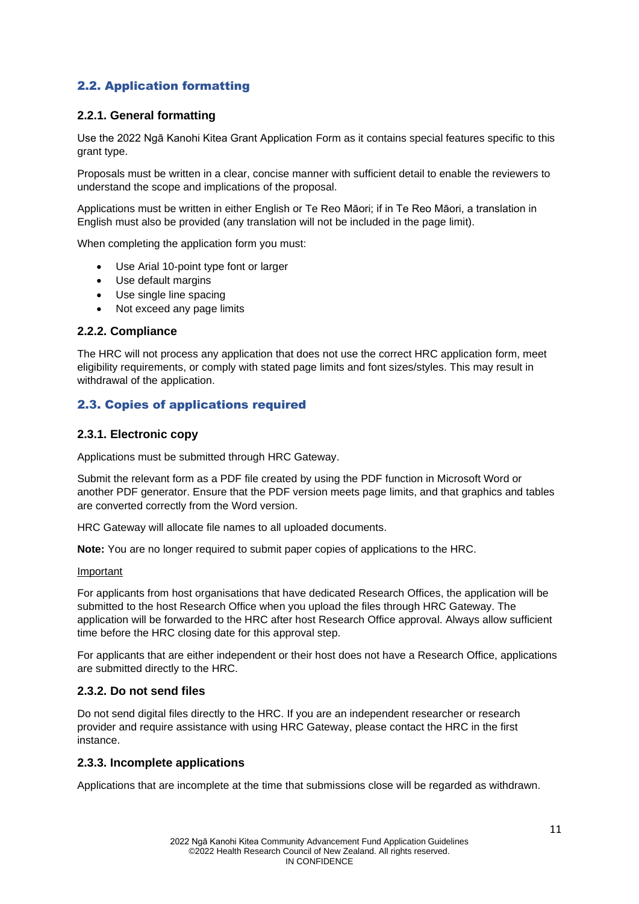## 2.2. Application formatting

### 2.2.1. General formatting

Use the 2022 Ngā Kanohi Kitea Grant Application Form as it contains special features specific to this grant type.

Proposals must be written in a clear, concise manner with sufficient detail to enable the reviewers to understand the scope and implications of the proposal.

Applications must be written in either English or Te Reo Māori; if in Te Reo Māori, a translation in English must also be provided (any translation will not be included in the page limit).

When completing the application form you must:

- Use Arial 10-point type font or larger
- Use default margins
- Use single line spacing
- Not exceed any page limits

### 2.2.2. Compliance

The HRC will not process any application that does not use the correct HRC application form, meet eligibility requirements, or comply with stated page limits and font sizes/styles. This may result in withdrawal of the application.

## 2.3. Copies of applications required

### 2.3.1. Electronic copy

Applications must be submitted through HRC Gateway.

Submit the relevant form as a PDF file created by using the PDF function in Microsoft Word or another PDF generator. Ensure that the PDF version meets page limits, and that graphics and tables are converted correctly from the Word version.

HRC Gateway will allocate file names to all uploaded documents.

**Note:** You are no longer required to submit paper copies of applications to the HRC.

Important

For applicants from host organisations that have dedicated Research Offices, the application will be submitted to the host Research Office when you upload the files through HRC Gateway. The application will be forwarded to the HRC after host Research Office approval. Always allow sufficient time before the HRC closing date for this approval step.

For applicants that are either independent or their host does not have a Research Office, applications are submitted directly to the HRC.

### 2.3.2. Do not send files

Do not send digital files directly to the HRC. If you are an independent researcher or research provider and require assistance with using HRC Gateway, please contact the HRC in the first instance.

### 2.3.3. Incomplete applications

Applications that are incomplete at the time that submissions close will be regarded as withdrawn.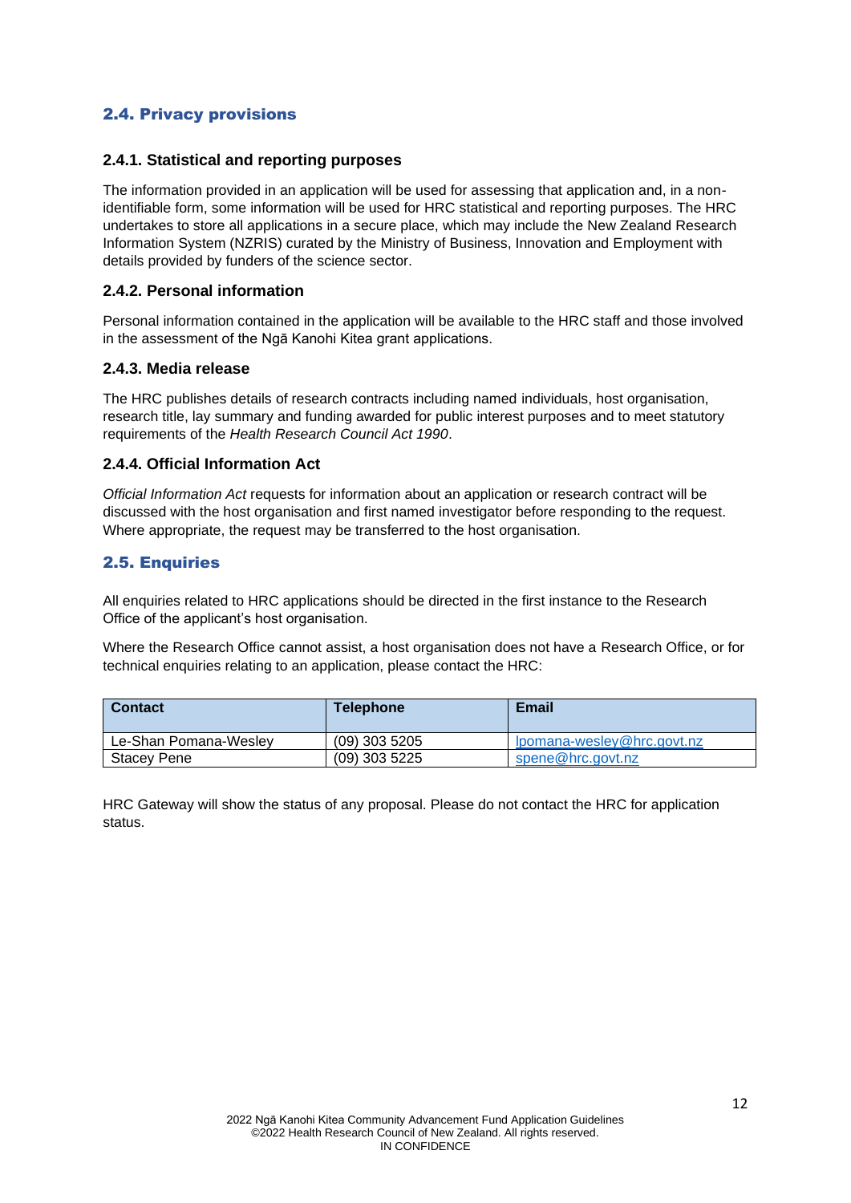## 2.4. Privacy provisions

### 2.4.1. Statistical and reporting purposes

The information provided in an application will be used for assessing that application and, in a non-identifiable form, some information will be used for HRC statistical and reporting purposes. The HRC undertakes to store all applications in a secure place, which may include the New Zealand Research Information System (NZRIS) curated by the Ministry of Business, Innovation and Employment with details provided by funders of the science sector.

### 2.4.2. Personal information

Personal information contained in the application will be available to the HRC staff and those involved in the assessment of the Ngā Kanohi Kitea grant applications.

### 2.4.3. Media release

The HRC publishes details of research contracts including named individuals, host organisation, research title, lay summary and funding awarded for public interest purposes and to meet statutory requirements of the *Health Research Council Act 1990*.

### 2.4.4. Official Information Act

*Official Information Act* requests for information about an application or research contract will be discussed with the host organisation and first named investigator before responding to the request. Where appropriate, the request may be transferred to the host organisation.

## 2.5. Enquiries

All enquiries related to HRC applications should be directed in the first instance to the Research Office of the applicant's host organisation.

Where the Research Office cannot assist, a host organisation does not have a Research Office, or for technical enquiries relating to an application, please contact the HRC:

| Contact | Telephone | Email |
|---|---|---|
| Le-Shan Pomana-Wesley | (09) 303 5205 | lpomana-wesley@hrc.govt.nz |
| Stacey Pene | (09) 303 5225 | spene@hrc.govt.nz |

HRC Gateway will show the status of any proposal. Please do not contact the HRC for application status.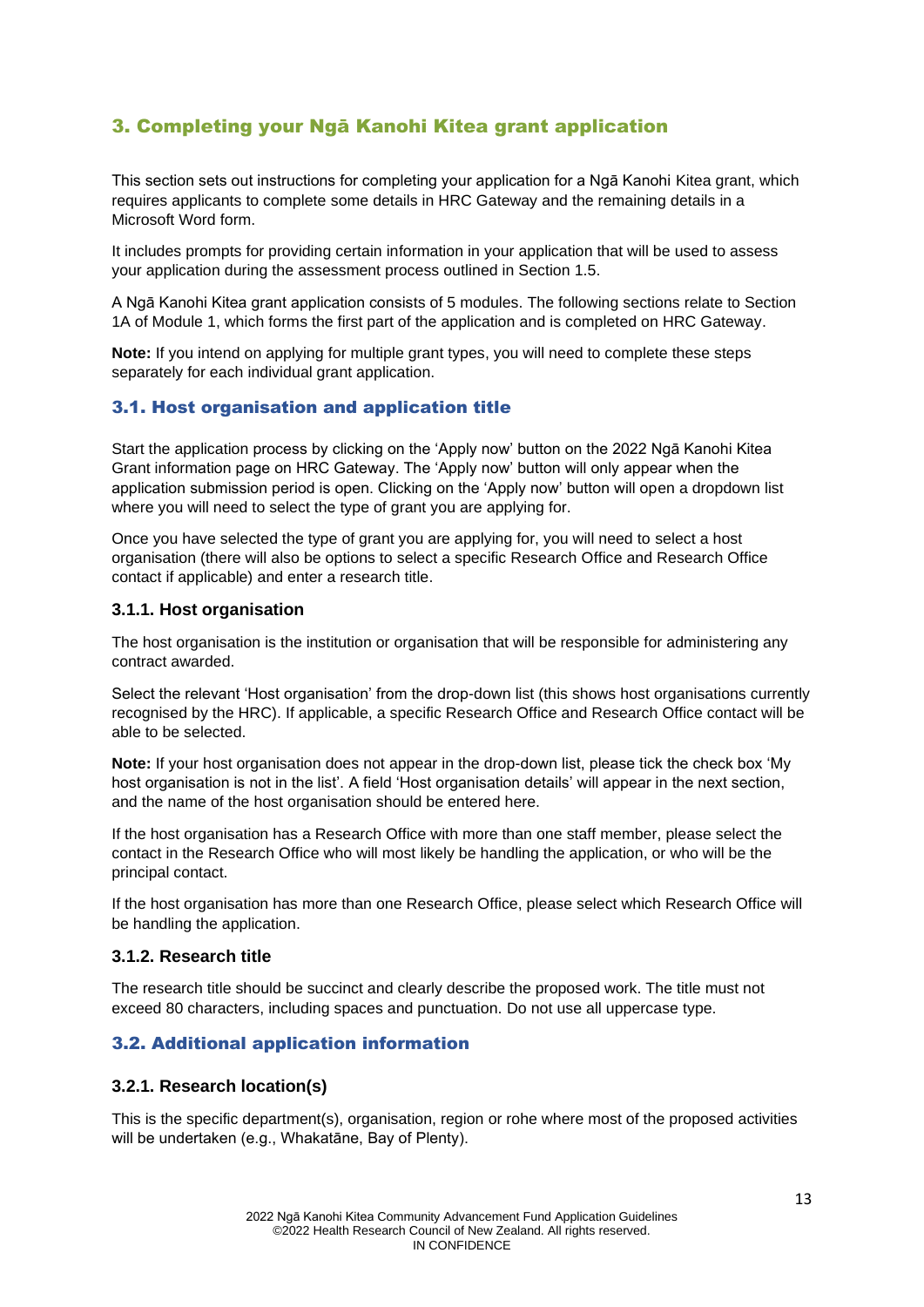## 3. Completing your Ngā Kanohi Kitea grant application

This section sets out instructions for completing your application for a Ngā Kanohi Kitea grant, which requires applicants to complete some details in HRC Gateway and the remaining details in a Microsoft Word form.

It includes prompts for providing certain information in your application that will be used to assess your application during the assessment process outlined in Section 1.5.

A Ngā Kanohi Kitea grant application consists of 5 modules. The following sections relate to Section 1A of Module 1, which forms the first part of the application and is completed on HRC Gateway.

**Note:** If you intend on applying for multiple grant types, you will need to complete these steps separately for each individual grant application.

### 3.1. Host organisation and application title

Start the application process by clicking on the 'Apply now' button on the 2022 Ngā Kanohi Kitea Grant information page on HRC Gateway. The 'Apply now' button will only appear when the application submission period is open. Clicking on the 'Apply now' button will open a dropdown list where you will need to select the type of grant you are applying for.

Once you have selected the type of grant you are applying for, you will need to select a host organisation (there will also be options to select a specific Research Office and Research Office contact if applicable) and enter a research title.

#### 3.1.1. Host organisation

The host organisation is the institution or organisation that will be responsible for administering any contract awarded.

Select the relevant 'Host organisation' from the drop-down list (this shows host organisations currently recognised by the HRC). If applicable, a specific Research Office and Research Office contact will be able to be selected.

**Note:** If your host organisation does not appear in the drop-down list, please tick the check box 'My host organisation is not in the list'. A field 'Host organisation details' will appear in the next section, and the name of the host organisation should be entered here.

If the host organisation has a Research Office with more than one staff member, please select the contact in the Research Office who will most likely be handling the application, or who will be the principal contact.

If the host organisation has more than one Research Office, please select which Research Office will be handling the application.

#### 3.1.2. Research title

The research title should be succinct and clearly describe the proposed work. The title must not exceed 80 characters, including spaces and punctuation. Do not use all uppercase type.

### 3.2. Additional application information

#### 3.2.1. Research location(s)

This is the specific department(s), organisation, region or rohe where most of the proposed activities will be undertaken (e.g., Whakatāne, Bay of Plenty).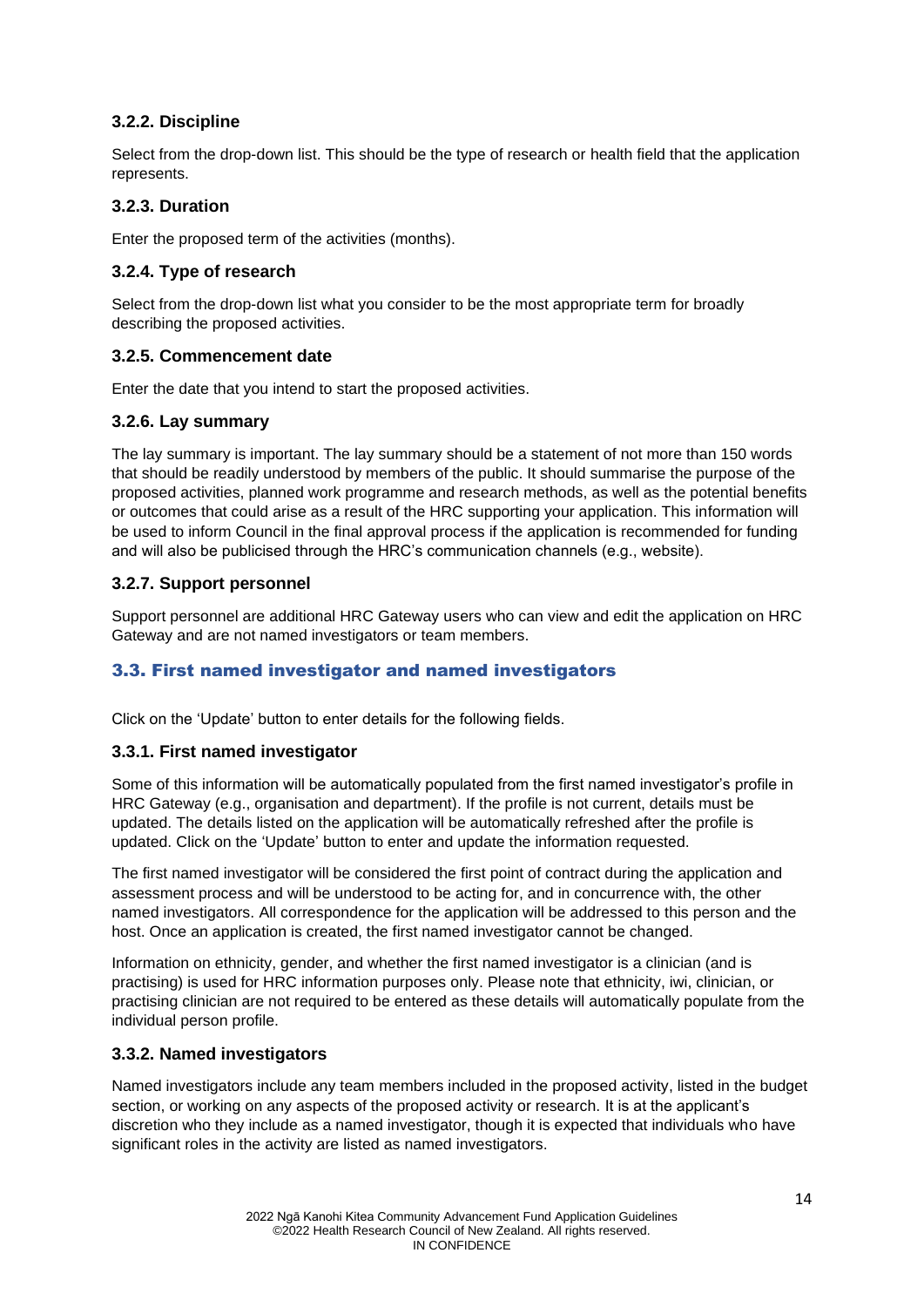### 3.2.2. Discipline

Select from the drop-down list. This should be the type of research or health field that the application represents.

### 3.2.3. Duration

Enter the proposed term of the activities (months).

### 3.2.4. Type of research

Select from the drop-down list what you consider to be the most appropriate term for broadly describing the proposed activities.

### 3.2.5. Commencement date

Enter the date that you intend to start the proposed activities.

### 3.2.6. Lay summary

The lay summary is important. The lay summary should be a statement of not more than 150 words that should be readily understood by members of the public. It should summarise the purpose of the proposed activities, planned work programme and research methods, as well as the potential benefits or outcomes that could arise as a result of the HRC supporting your application. This information will be used to inform Council in the final approval process if the application is recommended for funding and will also be publicised through the HRC's communication channels (e.g., website).

### 3.2.7. Support personnel

Support personnel are additional HRC Gateway users who can view and edit the application on HRC Gateway and are not named investigators or team members.

## 3.3. First named investigator and named investigators

Click on the 'Update' button to enter details for the following fields.

### 3.3.1. First named investigator

Some of this information will be automatically populated from the first named investigator's profile in HRC Gateway (e.g., organisation and department). If the profile is not current, details must be updated. The details listed on the application will be automatically refreshed after the profile is updated. Click on the 'Update' button to enter and update the information requested.

The first named investigator will be considered the first point of contract during the application and assessment process and will be understood to be acting for, and in concurrence with, the other named investigators. All correspondence for the application will be addressed to this person and the host. Once an application is created, the first named investigator cannot be changed.

Information on ethnicity, gender, and whether the first named investigator is a clinician (and is practising) is used for HRC information purposes only. Please note that ethnicity, iwi, clinician, or practising clinician are not required to be entered as these details will automatically populate from the individual person profile.

### 3.3.2. Named investigators

Named investigators include any team members included in the proposed activity, listed in the budget section, or working on any aspects of the proposed activity or research. It is at the applicant's discretion who they include as a named investigator, though it is expected that individuals who have significant roles in the activity are listed as named investigators.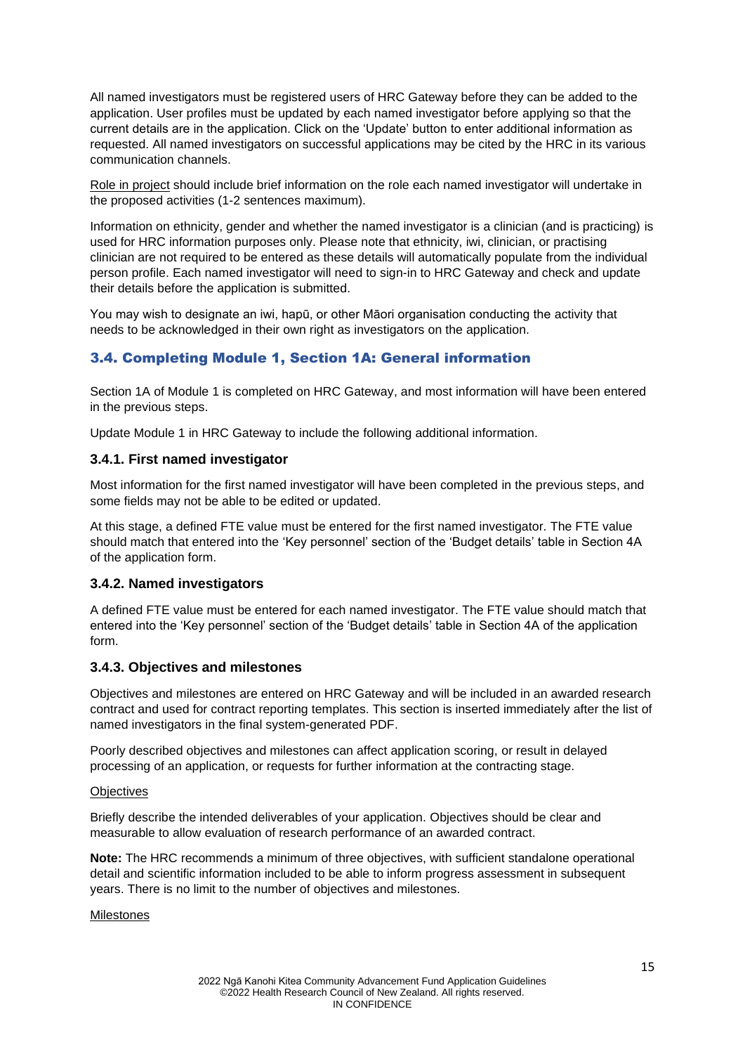All named investigators must be registered users of HRC Gateway before they can be added to the application. User profiles must be updated by each named investigator before applying so that the current details are in the application. Click on the 'Update' button to enter additional information as requested. All named investigators on successful applications may be cited by the HRC in its various communication channels.

Role in project should include brief information on the role each named investigator will undertake in the proposed activities (1-2 sentences maximum).

Information on ethnicity, gender and whether the named investigator is a clinician (and is practicing) is used for HRC information purposes only. Please note that ethnicity, iwi, clinician, or practising clinician are not required to be entered as these details will automatically populate from the individual person profile. Each named investigator will need to sign-in to HRC Gateway and check and update their details before the application is submitted.

You may wish to designate an iwi, hapū, or other Māori organisation conducting the activity that needs to be acknowledged in their own right as investigators on the application.

## 3.4. Completing Module 1, Section 1A: General information

Section 1A of Module 1 is completed on HRC Gateway, and most information will have been entered in the previous steps.

Update Module 1 in HRC Gateway to include the following additional information.

### 3.4.1. First named investigator

Most information for the first named investigator will have been completed in the previous steps, and some fields may not be able to be edited or updated.

At this stage, a defined FTE value must be entered for the first named investigator. The FTE value should match that entered into the 'Key personnel' section of the 'Budget details' table in Section 4A of the application form.

### 3.4.2. Named investigators

A defined FTE value must be entered for each named investigator. The FTE value should match that entered into the 'Key personnel' section of the 'Budget details' table in Section 4A of the application form.

### 3.4.3. Objectives and milestones

Objectives and milestones are entered on HRC Gateway and will be included in an awarded research contract and used for contract reporting templates. This section is inserted immediately after the list of named investigators in the final system-generated PDF.

Poorly described objectives and milestones can affect application scoring, or result in delayed processing of an application, or requests for further information at the contracting stage.

Objectives

Briefly describe the intended deliverables of your application. Objectives should be clear and measurable to allow evaluation of research performance of an awarded contract.

**Note:** The HRC recommends a minimum of three objectives, with sufficient standalone operational detail and scientific information included to be able to inform progress assessment in subsequent years. There is no limit to the number of objectives and milestones.

Milestones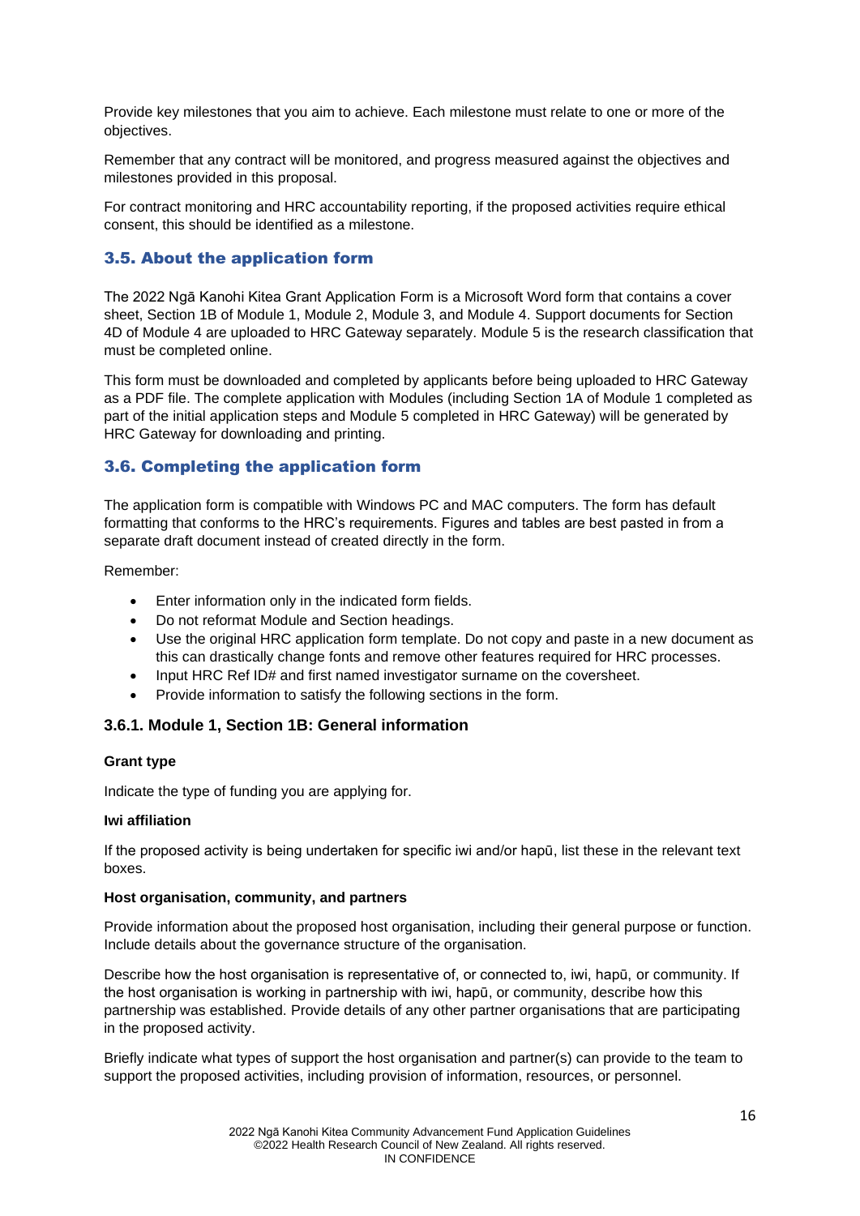Provide key milestones that you aim to achieve. Each milestone must relate to one or more of the objectives.

Remember that any contract will be monitored, and progress measured against the objectives and milestones provided in this proposal.

For contract monitoring and HRC accountability reporting, if the proposed activities require ethical consent, this should be identified as a milestone.

## 3.5. About the application form

The 2022 Ngā Kanohi Kitea Grant Application Form is a Microsoft Word form that contains a cover sheet, Section 1B of Module 1, Module 2, Module 3, and Module 4. Support documents for Section 4D of Module 4 are uploaded to HRC Gateway separately. Module 5 is the research classification that must be completed online.

This form must be downloaded and completed by applicants before being uploaded to HRC Gateway as a PDF file. The complete application with Modules (including Section 1A of Module 1 completed as part of the initial application steps and Module 5 completed in HRC Gateway) will be generated by HRC Gateway for downloading and printing.

## 3.6. Completing the application form

The application form is compatible with Windows PC and MAC computers. The form has default formatting that conforms to the HRC's requirements. Figures and tables are best pasted in from a separate draft document instead of created directly in the form.

Remember:

- Enter information only in the indicated form fields.
- Do not reformat Module and Section headings.
- Use the original HRC application form template. Do not copy and paste in a new document as this can drastically change fonts and remove other features required for HRC processes.
- Input HRC Ref ID# and first named investigator surname on the coversheet.
- Provide information to satisfy the following sections in the form.

### 3.6.1. Module 1, Section 1B: General information

**Grant type**

Indicate the type of funding you are applying for.

**Iwi affiliation**

If the proposed activity is being undertaken for specific iwi and/or hapū, list these in the relevant text boxes.

**Host organisation, community, and partners**

Provide information about the proposed host organisation, including their general purpose or function. Include details about the governance structure of the organisation.

Describe how the host organisation is representative of, or connected to, iwi, hapū, or community. If the host organisation is working in partnership with iwi, hapū, or community, describe how this partnership was established. Provide details of any other partner organisations that are participating in the proposed activity.

Briefly indicate what types of support the host organisation and partner(s) can provide to the team to support the proposed activities, including provision of information, resources, or personnel.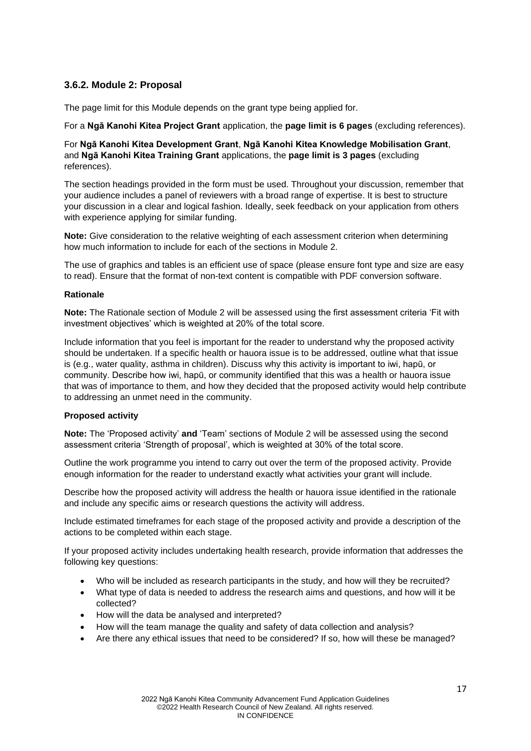### 3.6.2. Module 2: Proposal

The page limit for this Module depends on the grant type being applied for.

For a **Ngā Kanohi Kitea Project Grant** application, the **page limit is 6 pages** (excluding references).

For **Ngā Kanohi Kitea Development Grant**, **Ngā Kanohi Kitea Knowledge Mobilisation Grant**, and **Ngā Kanohi Kitea Training Grant** applications, the **page limit is 3 pages** (excluding references).

The section headings provided in the form must be used. Throughout your discussion, remember that your audience includes a panel of reviewers with a broad range of expertise. It is best to structure your discussion in a clear and logical fashion. Ideally, seek feedback on your application from others with experience applying for similar funding.

**Note:** Give consideration to the relative weighting of each assessment criterion when determining how much information to include for each of the sections in Module 2.

The use of graphics and tables is an efficient use of space (please ensure font type and size are easy to read). Ensure that the format of non-text content is compatible with PDF conversion software.

**Rationale**

**Note:** The Rationale section of Module 2 will be assessed using the first assessment criteria 'Fit with investment objectives' which is weighted at 20% of the total score.

Include information that you feel is important for the reader to understand why the proposed activity should be undertaken. If a specific health or hauora issue is to be addressed, outline what that issue is (e.g., water quality, asthma in children). Discuss why this activity is important to iwi, hapū, or community. Describe how iwi, hapū, or community identified that this was a health or hauora issue that was of importance to them, and how they decided that the proposed activity would help contribute to addressing an unmet need in the community.

**Proposed activity**

**Note:** The 'Proposed activity' **and** 'Team' sections of Module 2 will be assessed using the second assessment criteria 'Strength of proposal', which is weighted at 30% of the total score.

Outline the work programme you intend to carry out over the term of the proposed activity. Provide enough information for the reader to understand exactly what activities your grant will include.

Describe how the proposed activity will address the health or hauora issue identified in the rationale and include any specific aims or research questions the activity will address.

Include estimated timeframes for each stage of the proposed activity and provide a description of the actions to be completed within each stage.

If your proposed activity includes undertaking health research, provide information that addresses the following key questions:

- Who will be included as research participants in the study, and how will they be recruited?
- What type of data is needed to address the research aims and questions, and how will it be collected?
- How will the data be analysed and interpreted?
- How will the team manage the quality and safety of data collection and analysis?
- Are there any ethical issues that need to be considered? If so, how will these be managed?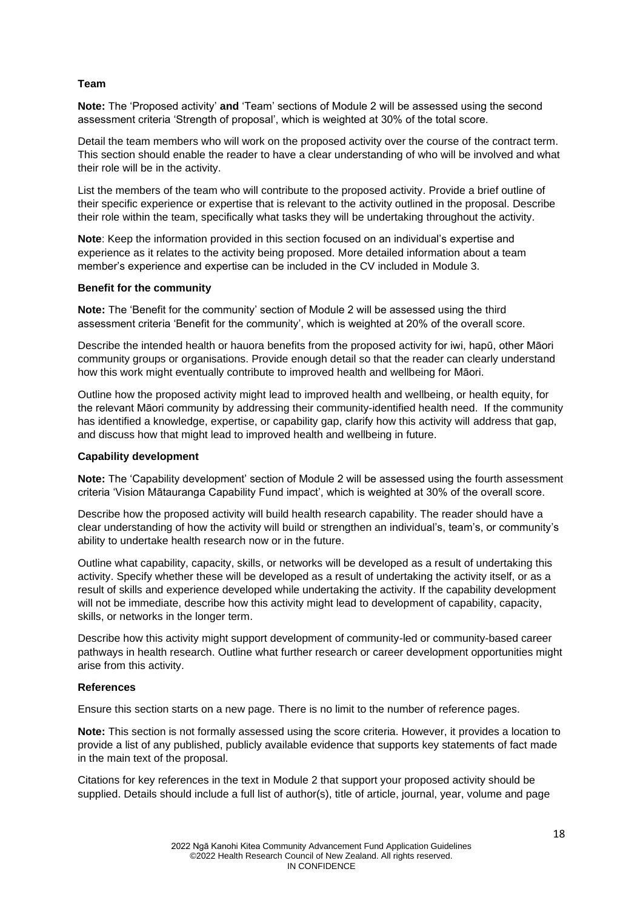**Team**

**Note:** The 'Proposed activity' **and** 'Team' sections of Module 2 will be assessed using the second assessment criteria 'Strength of proposal', which is weighted at 30% of the total score.

Detail the team members who will work on the proposed activity over the course of the contract term. This section should enable the reader to have a clear understanding of who will be involved and what their role will be in the activity.

List the members of the team who will contribute to the proposed activity. Provide a brief outline of their specific experience or expertise that is relevant to the activity outlined in the proposal. Describe their role within the team, specifically what tasks they will be undertaking throughout the activity.

**Note**: Keep the information provided in this section focused on an individual's expertise and experience as it relates to the activity being proposed. More detailed information about a team member's experience and expertise can be included in the CV included in Module 3.

**Benefit for the community**

**Note:** The 'Benefit for the community' section of Module 2 will be assessed using the third assessment criteria 'Benefit for the community', which is weighted at 20% of the overall score.

Describe the intended health or hauora benefits from the proposed activity for iwi, hapū, other Māori community groups or organisations. Provide enough detail so that the reader can clearly understand how this work might eventually contribute to improved health and wellbeing for Māori.

Outline how the proposed activity might lead to improved health and wellbeing, or health equity, for the relevant Māori community by addressing their community-identified health need. If the community has identified a knowledge, expertise, or capability gap, clarify how this activity will address that gap, and discuss how that might lead to improved health and wellbeing in future.

**Capability development**

**Note:** The 'Capability development' section of Module 2 will be assessed using the fourth assessment criteria 'Vision Mātauranga Capability Fund impact', which is weighted at 30% of the overall score.

Describe how the proposed activity will build health research capability. The reader should have a clear understanding of how the activity will build or strengthen an individual's, team's, or community's ability to undertake health research now or in the future.

Outline what capability, capacity, skills, or networks will be developed as a result of undertaking this activity. Specify whether these will be developed as a result of undertaking the activity itself, or as a result of skills and experience developed while undertaking the activity. If the capability development will not be immediate, describe how this activity might lead to development of capability, capacity, skills, or networks in the longer term.

Describe how this activity might support development of community-led or community-based career pathways in health research. Outline what further research or career development opportunities might arise from this activity.

**References**

Ensure this section starts on a new page. There is no limit to the number of reference pages.

**Note:** This section is not formally assessed using the score criteria. However, it provides a location to provide a list of any published, publicly available evidence that supports key statements of fact made in the main text of the proposal.

Citations for key references in the text in Module 2 that support your proposed activity should be supplied. Details should include a full list of author(s), title of article, journal, year, volume and page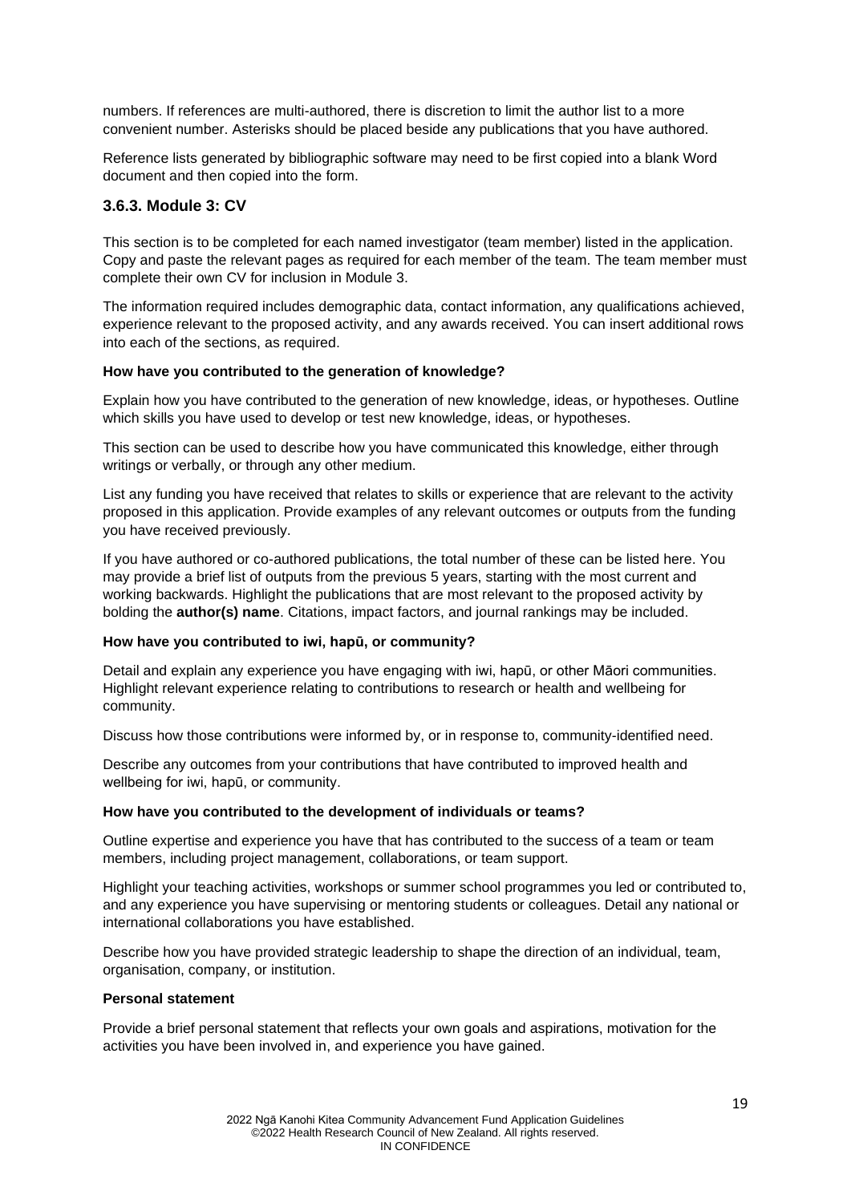numbers. If references are multi-authored, there is discretion to limit the author list to a more convenient number. Asterisks should be placed beside any publications that you have authored.

Reference lists generated by bibliographic software may need to be first copied into a blank Word document and then copied into the form.

### 3.6.3. Module 3: CV

This section is to be completed for each named investigator (team member) listed in the application. Copy and paste the relevant pages as required for each member of the team. The team member must complete their own CV for inclusion in Module 3.

The information required includes demographic data, contact information, any qualifications achieved, experience relevant to the proposed activity, and any awards received. You can insert additional rows into each of the sections, as required.

**How have you contributed to the generation of knowledge?**

Explain how you have contributed to the generation of new knowledge, ideas, or hypotheses. Outline which skills you have used to develop or test new knowledge, ideas, or hypotheses.

This section can be used to describe how you have communicated this knowledge, either through writings or verbally, or through any other medium.

List any funding you have received that relates to skills or experience that are relevant to the activity proposed in this application. Provide examples of any relevant outcomes or outputs from the funding you have received previously.

If you have authored or co-authored publications, the total number of these can be listed here. You may provide a brief list of outputs from the previous 5 years, starting with the most current and working backwards. Highlight the publications that are most relevant to the proposed activity by bolding the **author(s) name**. Citations, impact factors, and journal rankings may be included.

**How have you contributed to iwi, hapū, or community?**

Detail and explain any experience you have engaging with iwi, hapū, or other Māori communities. Highlight relevant experience relating to contributions to research or health and wellbeing for community.

Discuss how those contributions were informed by, or in response to, community-identified need.

Describe any outcomes from your contributions that have contributed to improved health and wellbeing for iwi, hapū, or community.

**How have you contributed to the development of individuals or teams?**

Outline expertise and experience you have that has contributed to the success of a team or team members, including project management, collaborations, or team support.

Highlight your teaching activities, workshops or summer school programmes you led or contributed to, and any experience you have supervising or mentoring students or colleagues. Detail any national or international collaborations you have established.

Describe how you have provided strategic leadership to shape the direction of an individual, team, organisation, company, or institution.

**Personal statement**

Provide a brief personal statement that reflects your own goals and aspirations, motivation for the activities you have been involved in, and experience you have gained.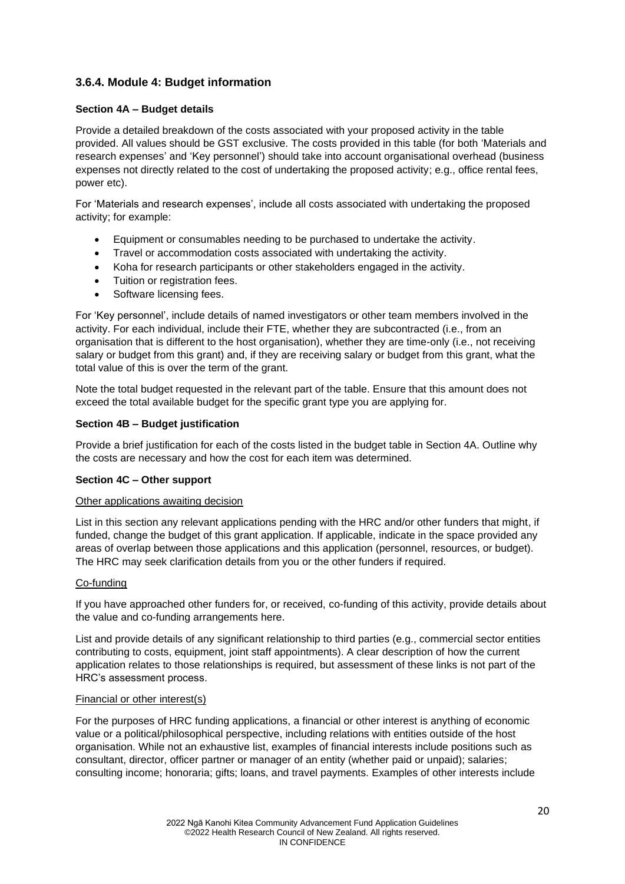### 3.6.4. Module 4: Budget information

**Section 4A – Budget details**

Provide a detailed breakdown of the costs associated with your proposed activity in the table provided. All values should be GST exclusive. The costs provided in this table (for both 'Materials and research expenses' and 'Key personnel') should take into account organisational overhead (business expenses not directly related to the cost of undertaking the proposed activity; e.g., office rental fees, power etc).

For 'Materials and research expenses', include all costs associated with undertaking the proposed activity; for example:

- Equipment or consumables needing to be purchased to undertake the activity.
- Travel or accommodation costs associated with undertaking the activity.
- Koha for research participants or other stakeholders engaged in the activity.
- Tuition or registration fees.
- Software licensing fees.

For 'Key personnel', include details of named investigators or other team members involved in the activity. For each individual, include their FTE, whether they are subcontracted (i.e., from an organisation that is different to the host organisation), whether they are time-only (i.e., not receiving salary or budget from this grant) and, if they are receiving salary or budget from this grant, what the total value of this is over the term of the grant.

Note the total budget requested in the relevant part of the table. Ensure that this amount does not exceed the total available budget for the specific grant type you are applying for.

**Section 4B – Budget justification**

Provide a brief justification for each of the costs listed in the budget table in Section 4A. Outline why the costs are necessary and how the cost for each item was determined.

**Section 4C – Other support**

Other applications awaiting decision

List in this section any relevant applications pending with the HRC and/or other funders that might, if funded, change the budget of this grant application. If applicable, indicate in the space provided any areas of overlap between those applications and this application (personnel, resources, or budget). The HRC may seek clarification details from you or the other funders if required.

Co-funding

If you have approached other funders for, or received, co-funding of this activity, provide details about the value and co-funding arrangements here.

List and provide details of any significant relationship to third parties (e.g., commercial sector entities contributing to costs, equipment, joint staff appointments). A clear description of how the current application relates to those relationships is required, but assessment of these links is not part of the HRC's assessment process.

Financial or other interest(s)

For the purposes of HRC funding applications, a financial or other interest is anything of economic value or a political/philosophical perspective, including relations with entities outside of the host organisation. While not an exhaustive list, examples of financial interests include positions such as consultant, director, officer partner or manager of an entity (whether paid or unpaid); salaries; consulting income; honoraria; gifts; loans, and travel payments. Examples of other interests include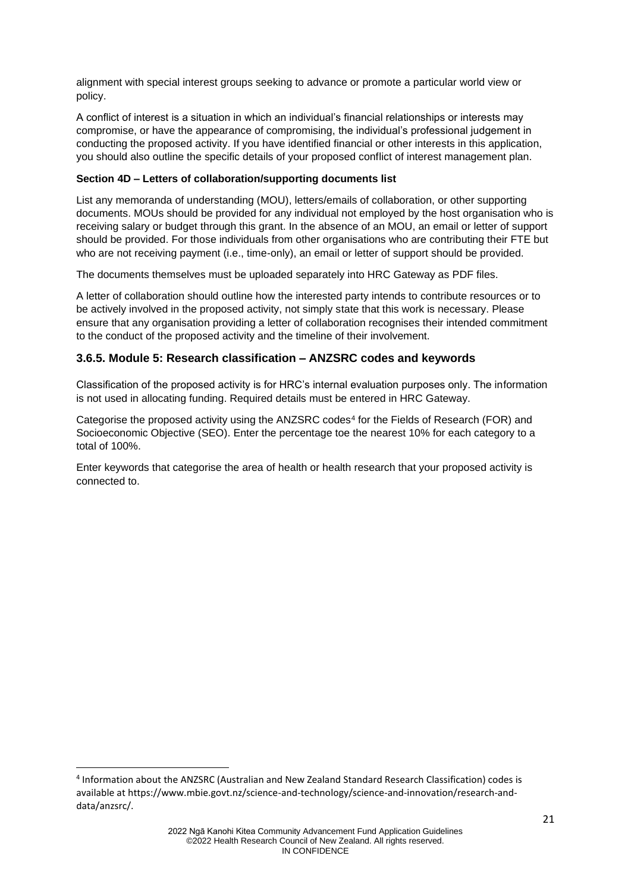alignment with special interest groups seeking to advance or promote a particular world view or policy.

A conflict of interest is a situation in which an individual's financial relationships or interests may compromise, or have the appearance of compromising, the individual's professional judgement in conducting the proposed activity. If you have identified financial or other interests in this application, you should also outline the specific details of your proposed conflict of interest management plan.

**Section 4D – Letters of collaboration/supporting documents list**

List any memoranda of understanding (MOU), letters/emails of collaboration, or other supporting documents. MOUs should be provided for any individual not employed by the host organisation who is receiving salary or budget through this grant. In the absence of an MOU, an email or letter of support should be provided. For those individuals from other organisations who are contributing their FTE but who are not receiving payment (i.e., time-only), an email or letter of support should be provided.

The documents themselves must be uploaded separately into HRC Gateway as PDF files.

A letter of collaboration should outline how the interested party intends to contribute resources or to be actively involved in the proposed activity, not simply state that this work is necessary. Please ensure that any organisation providing a letter of collaboration recognises their intended commitment to the conduct of the proposed activity and the timeline of their involvement.

### 3.6.5. Module 5: Research classification – ANZSRC codes and keywords

Classification of the proposed activity is for HRC's internal evaluation purposes only. The information is not used in allocating funding. Required details must be entered in HRC Gateway.

Categorise the proposed activity using the ANZSRC codes[4] for the Fields of Research (FOR) and Socioeconomic Objective (SEO). Enter the percentage toe the nearest 10% for each category to a total of 100%.

Enter keywords that categorise the area of health or health research that your proposed activity is connected to.

---

[4] Information about the ANZSRC (Australian and New Zealand Standard Research Classification) codes is available at https://www.mbie.govt.nz/science-and-technology/science-and-innovation/research-and-data/anzsrc/.